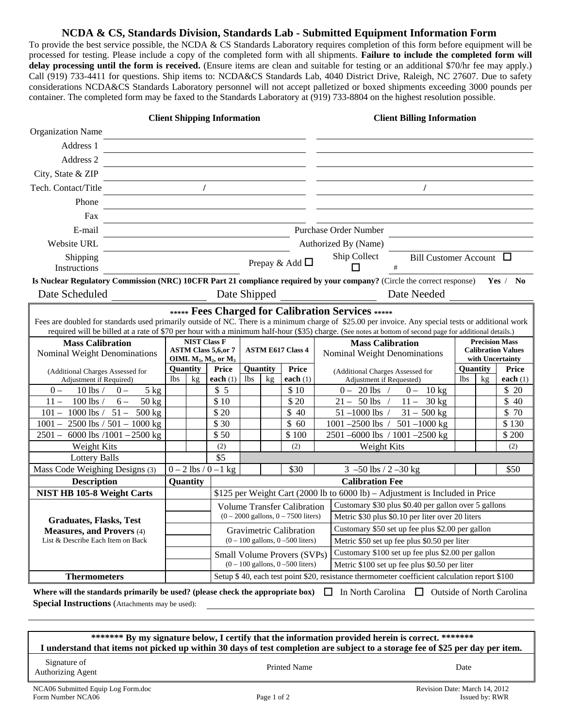# NCDA & CS, Standards Division, Standards Lab - Submitted Equipment Information Form

To provide the best service possible, the NCDA & CS Standards Laboratory requires completion of this form before equipment will be processed for testing. Please include a copy of the completed form with all shipments. **Failure to include the completed form will delay processing until the form is received.** (Ensure items are clean and suitable for testing or an additional $70/hr fee may apply.) Call (919) 733-4411 for questions. Ship items to: NCDA&CS Standards Lab, 4040 District Drive, Raleigh, NC 27607. Due to safety considerations NCDA&CS Standards Laboratory personnel will not accept palletized or boxed shipments exceeding 3000 pounds per container. The completed form may be faxed to the Standards Laboratory at (919) 733-8804 on the highest resolution possible.

| | **Client Shipping Information** | **Client Billing Information** |
|---|---|---|
| Organization Name | | |
| Address 1 | | |
| Address 2 | | |
| City, State & ZIP | | |
| Tech. Contact/Title | / | / |
| Phone | | |
| Fax | | |
| E-mail | | Purchase Order Number |
| Website URL | | Authorized By (Name) |
| Shipping Instructions | Prepay & Add ☐ | Ship Collect ☐ # Bill Customer Account ☐ |

**Is Nuclear Regulatory Commission (NRC) 10CFR Part 21 compliance required by your company?** (Circle the correct response) **Yes** / **No**

Date Scheduled ________ Date Shipped ________ Date Needed ________

## ***** Fees Charged for Calibration Services *****

Fees are doubled for standards used primarily outside of NC. There is a minimum charge of $25.00 per invoice. Any special tests or additional work required will be billed at a rate of $70 per hour with a minimum half-hour ($35) charge. (See notes at bottom of second page for additional details.)

| **Mass Calibration** Nominal Weight Denominations | **NIST Class F ASTM Class 5,6,or 7 OIML $M_1$, $M_2$, or $M_3$** | | | **ASTM E617 Class 4** | | | **Mass Calibration** Nominal Weight Denominations | **Precision Mass Calibration Values with Uncertainty** | | |
|---|---|---|---|---|---|---|---|---|---|---|
| (Additional Charges Assessed for Adjustment if Required) | **Quantity** lbs | kg | **Price each** (1) | **Quantity** lbs | kg | **Price each** (1) | (Additional Charges Assessed for Adjustment if Requested) | **Quantity** lbs | kg | **Price each** (1) |
| 0 – 10 lbs / 0 – 5 kg | | | $ 5 | | | $ 10 | 0 – 20 lbs / 0 – 10 kg | | | $ 20 |
| 11 – 100 lbs / 6 – 50 kg | | | $ 10 | | | $ 20 | 21 – 50 lbs / 11 – 30 kg | | | $ 40 |
| 101 – 1000 lbs / 51 – 500 kg | | | $ 20 | | | $ 40 | 51 –1000 lbs / 31 – 500 kg | | | $ 70 |
| 1001 – 2500 lbs / 501 – 1000 kg | | | $ 30 | | | $ 60 | 1001 –2500 lbs / 501 –1000 kg | | | $ 130 |
| 2501 – 6000 lbs /1001 – 2500 kg | | | $ 50 | | | $ 100 | 2501 –6000 lbs / 1001 –2500 kg | | | $ 200 |
| Weight Kits | | | (2) | | | (2) | Weight Kits | | | (2) |
| Lottery Balls | | | $5 | | | | | | | |
| Mass Code Weighing Designs (3) | 0 – 2 lbs / 0 –1 kg | | | | | $30 | 3 –50 lbs / 2 –30 kg | | | $50 |

| **Description** | **Quantity** | **Calibration Fee** | |
|---|---|---|---|
| **NIST HB 105-8 Weight Carts** | | $125 per Weight Cart (2000 lb to 6000 lb) – Adjustment is Included in Price | |
| **Graduates, Flasks, Test Measures, and Provers** (4) List & Describe Each Item on Back | | Volume Transfer Calibration (0 – 2000 gallons, 0 – 7500 liters) | Customary $30 plus $0.40 per gallon over 5 gallons |
| | | | Metric $30 plus $0.10 per liter over 20 liters |
| | | Gravimetric Calibration (0 – 100 gallons, 0 –500 liters) | Customary $50 set up fee plus $2.00 per gallon |
| | | | Metric $50 set up fee plus $0.50 per liter |
| | | Small Volume Provers (SVPs) (0 – 100 gallons, 0 –500 liters) | Customary $100 set up fee plus $2.00 per gallon |
| | | | Metric $100 set up fee plus $0.50 per liter |
| **Thermometers** | | Setup $ 40, each test point $20, resistance thermometer coefficient calculation report $100 | |

**Where will the standards primarily be used? (please check the appropriate box)** ☐ In North Carolina ☐ Outside of North Carolina

**Special Instructions** (Attachments may be used): ________

**\*\*\*\*\*\*\* By my signature below, I certify that the information provided herein is correct. \*\*\*\*\*\*\***
**I understand that items not picked up within 30 days of test completion are subject to a storage fee of $25 per day per item.**

| Signature of Authorizing Agent | Printed Name | Date |
|---|---|---|
| | | |

NCA06 Submitted Equip Log Form.doc
Form Number NCA06

Revision Date: March 14, 2012
Issued by: RWR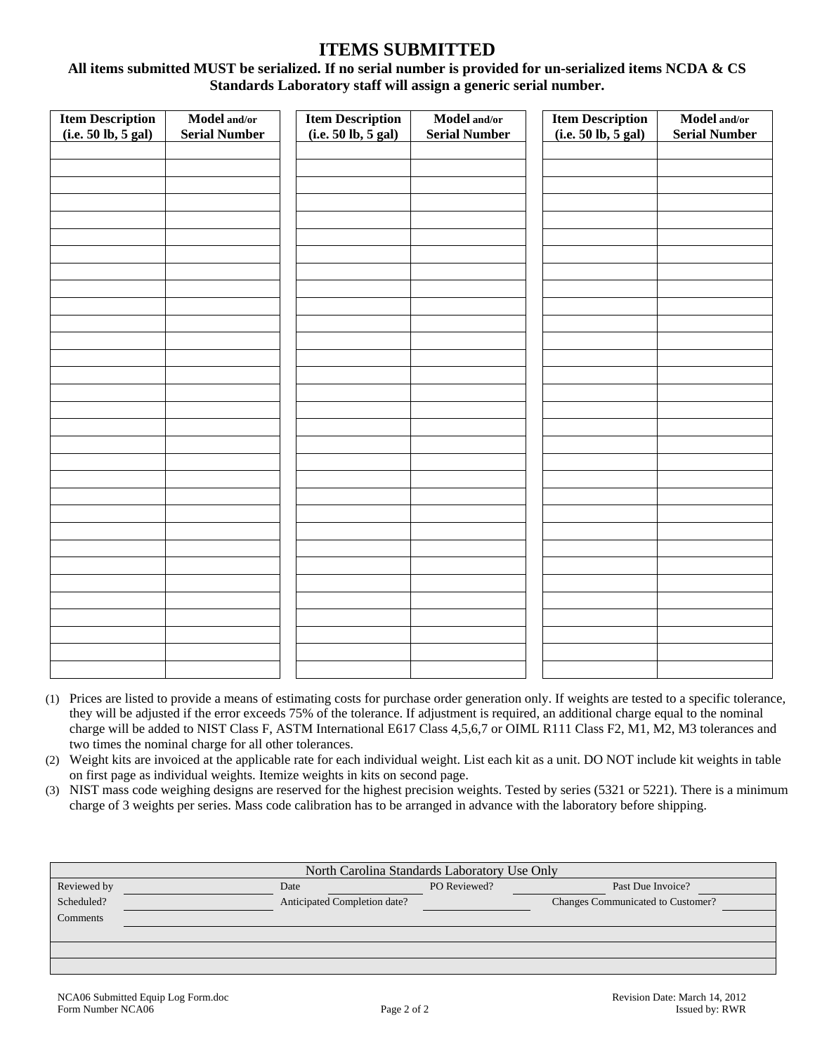# ITEMS SUBMITTED

**All items submitted MUST be serialized. If no serial number is provided for un-serialized items NCDA & CS Standards Laboratory staff will assign a generic serial number.**

| Item Description (i.e. 50 lb, 5 gal) | Model and/or Serial Number | Item Description (i.e. 50 lb, 5 gal) | Model and/or Serial Number | Item Description (i.e. 50 lb, 5 gal) | Model and/or Serial Number |
|---|---|---|---|---|---|
| | | | | | |
| | | | | | |
| | | | | | |
| | | | | | |
| | | | | | |
| | | | | | |
| | | | | | |
| | | | | | |
| | | | | | |
| | | | | | |
| | | | | | |
| | | | | | |
| | | | | | |
| | | | | | |
| | | | | | |
| | | | | | |
| | | | | | |
| | | | | | |
| | | | | | |
| | | | | | |
| | | | | | |
| | | | | | |
| | | | | | |
| | | | | | |
| | | | | | |
| | | | | | |
| | | | | | |
| | | | | | |
| | | | | | |
| | | | | | |
| | | | | | |

(1) Prices are listed to provide a means of estimating costs for purchase order generation only. If weights are tested to a specific tolerance, they will be adjusted if the error exceeds 75% of the tolerance. If adjustment is required, an additional charge equal to the nominal charge will be added to NIST Class F, ASTM International E617 Class 4,5,6,7 or OIML R111 Class F2, M1, M2, M3 tolerances and two times the nominal charge for all other tolerances.

(2) Weight kits are invoiced at the applicable rate for each individual weight. List each kit as a unit. DO NOT include kit weights in table on first page as individual weights. Itemize weights in kits on second page.

(3) NIST mass code weighing designs are reserved for the highest precision weights. Tested by series (5321 or 5221). There is a minimum charge of 3 weights per series. Mass code calibration has to be arranged in advance with the laboratory before shipping.

| North Carolina Standards Laboratory Use Only | | | | | |
|---|---|---|---|---|---|
| Reviewed by | | Date | | PO Reviewed? | Past Due Invoice? |
| Scheduled? | | Anticipated Completion date? | | | Changes Communicated to Customer? |
| Comments | | | | | |
| | | | | | |
| | | | | | |

NCA06 Submitted Equip Log Form.doc
Form Number NCA06

Revision Date: March 14, 2012
Issued by: RWR